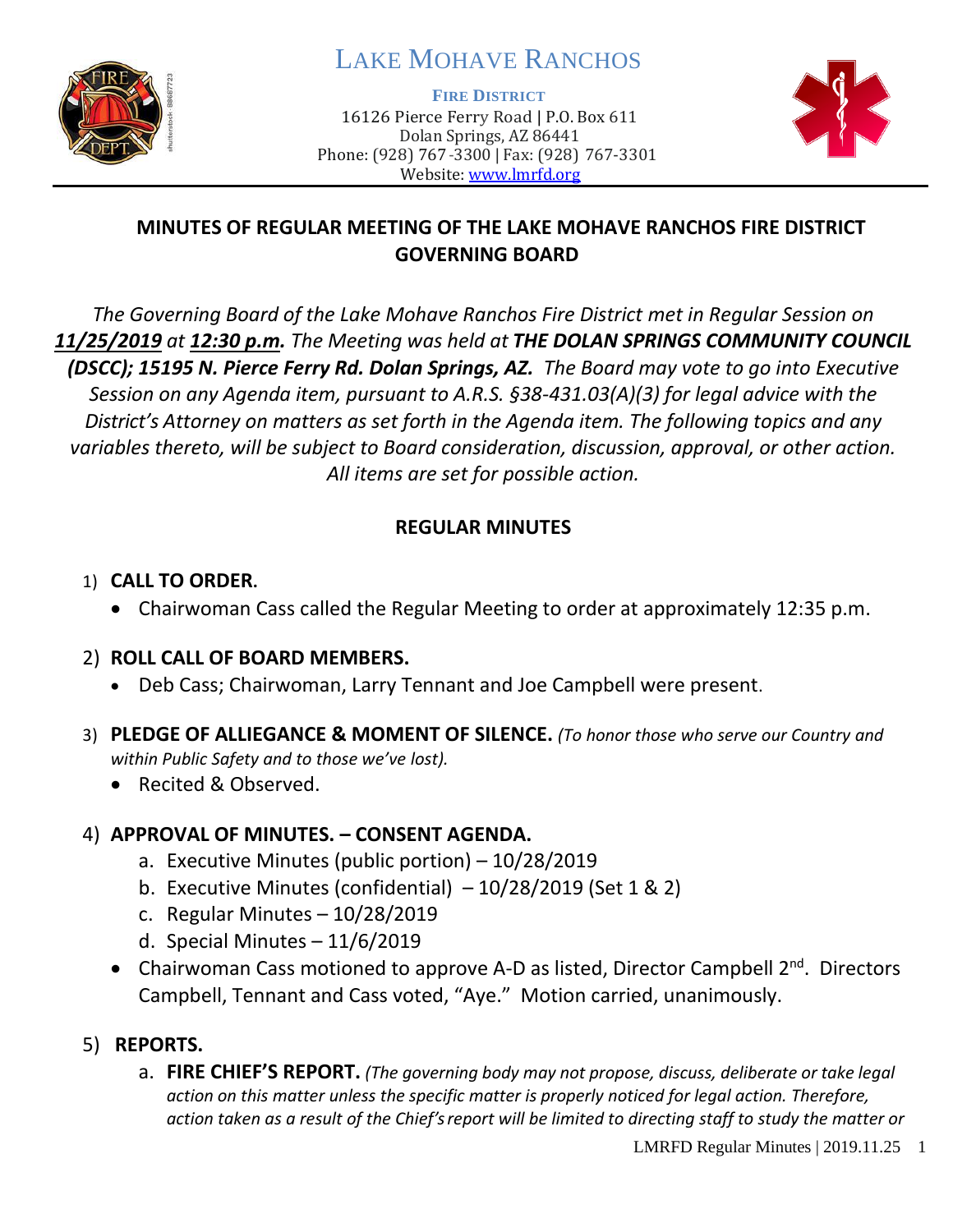# LAKE MOHAVE RANCHOS

**FIRE DISTRICT**

16126 Pierce Ferry Road | P.O. Box 611
Dolan Springs, AZ 86441
Phone: (928) 767-3300 | Fax: (928) 767-3301
Website: www.lmrfd.org

## MINUTES OF REGULAR MEETING OF THE LAKE MOHAVE RANCHOS FIRE DISTRICT GOVERNING BOARD

*The Governing Board of the Lake Mohave Ranchos Fire District met in Regular Session on **11/25/2019** at **12:30 p.m.** The Meeting was held at **THE DOLAN SPRINGS COMMUNITY COUNCIL (DSCC); 15195 N. Pierce Ferry Rd. Dolan Springs, AZ.** The Board may vote to go into Executive Session on any Agenda item, pursuant to A.R.S. §38-431.03(A)(3) for legal advice with the District's Attorney on matters as set forth in the Agenda item. The following topics and any variables thereto, will be subject to Board consideration, discussion, approval, or other action. All items are set for possible action.*

## REGULAR MINUTES

1) **CALL TO ORDER.**
   - Chairwoman Cass called the Regular Meeting to order at approximately 12:35 p.m.

2) **ROLL CALL OF BOARD MEMBERS.**
   - Deb Cass; Chairwoman, Larry Tennant and Joe Campbell were present.

3) **PLEDGE OF ALLIEGANCE & MOMENT OF SILENCE.** *(To honor those who serve our Country and within Public Safety and to those we've lost).*
   - Recited & Observed.

4) **APPROVAL OF MINUTES. – CONSENT AGENDA.**
   a. Executive Minutes (public portion) – 10/28/2019
   b. Executive Minutes (confidential) – 10/28/2019 (Set 1 & 2)
   c. Regular Minutes – 10/28/2019
   d. Special Minutes – 11/6/2019
   - Chairwoman Cass motioned to approve A-D as listed, Director Campbell 2nd. Directors Campbell, Tennant and Cass voted, "Aye." Motion carried, unanimously.

5) **REPORTS.**
   a. **FIRE CHIEF'S REPORT.** *(The governing body may not propose, discuss, deliberate or take legal action on this matter unless the specific matter is properly noticed for legal action. Therefore, action taken as a result of the Chief's report will be limited to directing staff to study the matter or*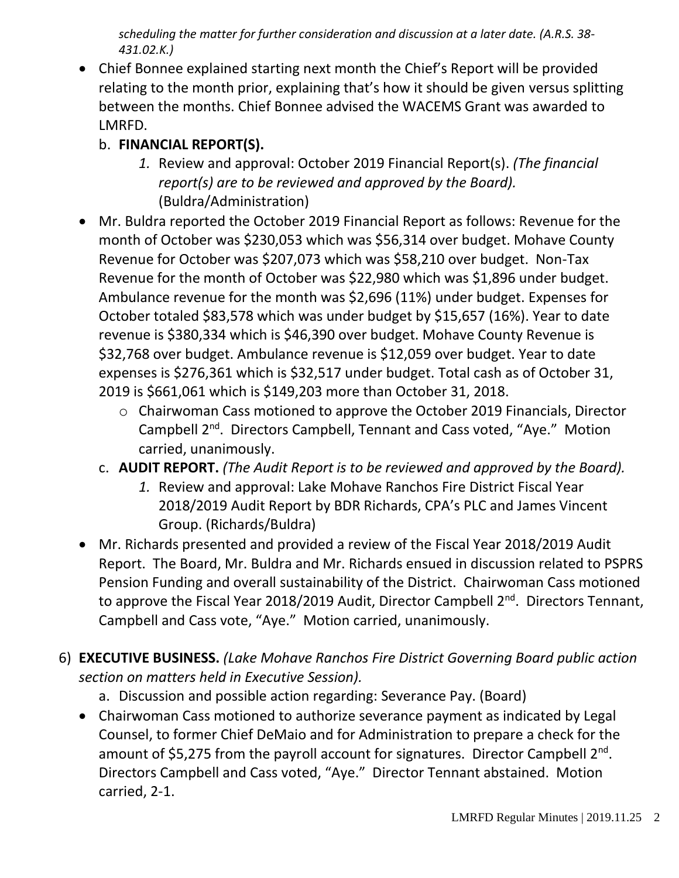*scheduling the matter for further consideration and discussion at a later date. (A.R.S. 38-431.02.K.)*

- Chief Bonnee explained starting next month the Chief's Report will be provided relating to the month prior, explaining that's how it should be given versus splitting between the months. Chief Bonnee advised the WACEMS Grant was awarded to LMRFD.

  b. **FINANCIAL REPORT(S).**

     *1.* Review and approval: October 2019 Financial Report(s). *(The financial report(s) are to be reviewed and approved by the Board).* (Buldra/Administration)

- Mr. Buldra reported the October 2019 Financial Report as follows: Revenue for the month of October was $230,053 which was $56,314 over budget. Mohave County Revenue for October was $207,073 which was $58,210 over budget. Non-Tax Revenue for the month of October was $22,980 which was $1,896 under budget. Ambulance revenue for the month was $2,696 (11%) under budget. Expenses for October totaled $83,578 which was under budget by $15,657 (16%). Year to date revenue is $380,334 which is $46,390 over budget. Mohave County Revenue is $32,768 over budget. Ambulance revenue is $12,059 over budget. Year to date expenses is $276,361 which is $32,517 under budget. Total cash as of October 31, 2019 is $661,061 which is $149,203 more than October 31, 2018.
  - Chairwoman Cass motioned to approve the October 2019 Financials, Director Campbell 2nd. Directors Campbell, Tennant and Cass voted, "Aye." Motion carried, unanimously.

  c. **AUDIT REPORT.** *(The Audit Report is to be reviewed and approved by the Board).*

     *1.* Review and approval: Lake Mohave Ranchos Fire District Fiscal Year 2018/2019 Audit Report by BDR Richards, CPA's PLC and James Vincent Group. (Richards/Buldra)

- Mr. Richards presented and provided a review of the Fiscal Year 2018/2019 Audit Report. The Board, Mr. Buldra and Mr. Richards ensued in discussion related to PSPRS Pension Funding and overall sustainability of the District. Chairwoman Cass motioned to approve the Fiscal Year 2018/2019 Audit, Director Campbell 2nd. Directors Tennant, Campbell and Cass vote, "Aye." Motion carried, unanimously.

6) **EXECUTIVE BUSINESS.** *(Lake Mohave Ranchos Fire District Governing Board public action section on matters held in Executive Session).*

   a. Discussion and possible action regarding: Severance Pay. (Board)

- Chairwoman Cass motioned to authorize severance payment as indicated by Legal Counsel, to former Chief DeMaio and for Administration to prepare a check for the amount of $5,275 from the payroll account for signatures. Director Campbell 2nd. Directors Campbell and Cass voted, "Aye." Director Tennant abstained. Motion carried, 2-1.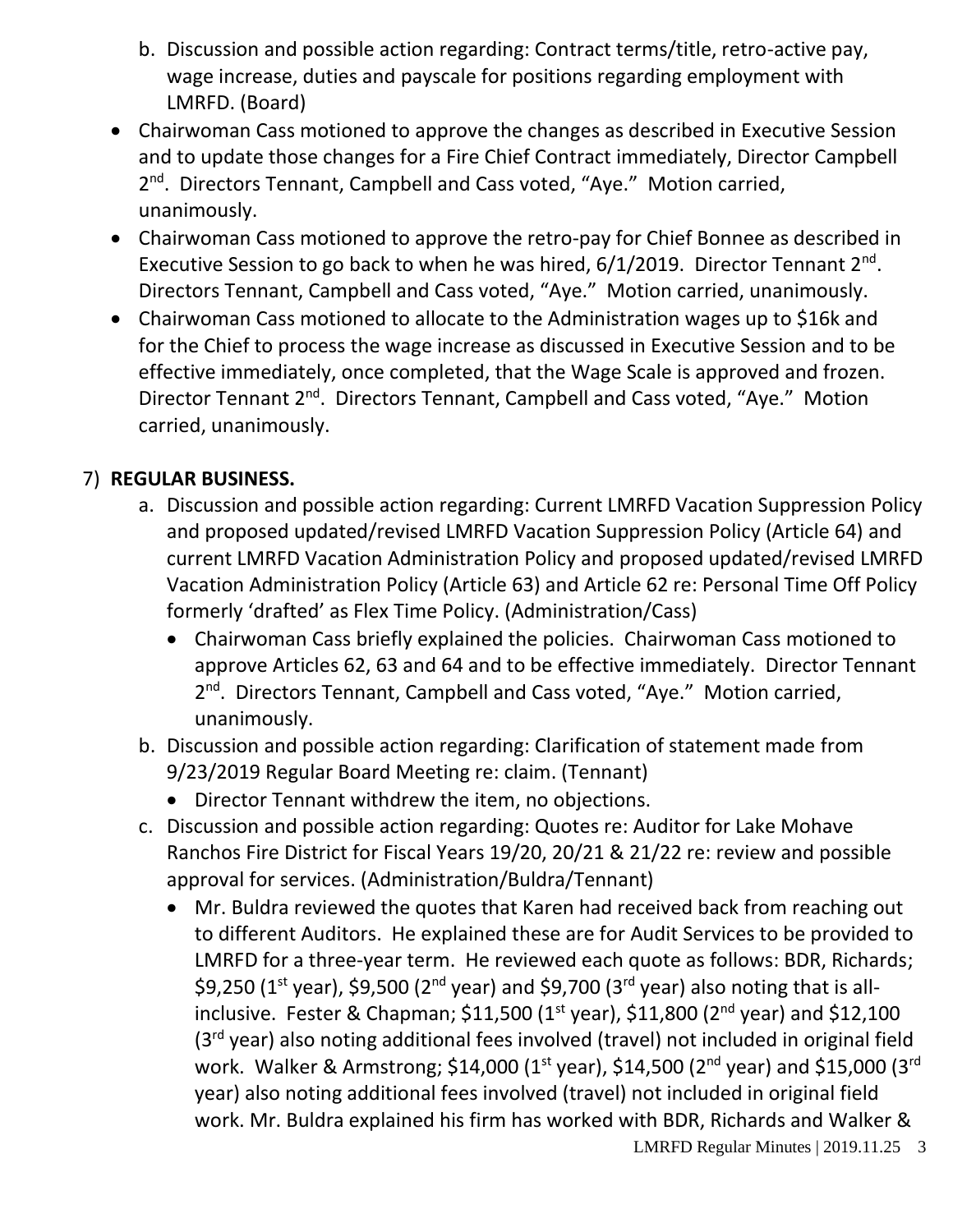b. Discussion and possible action regarding: Contract terms/title, retro-active pay, wage increase, duties and payscale for positions regarding employment with LMRFD. (Board)

- Chairwoman Cass motioned to approve the changes as described in Executive Session and to update those changes for a Fire Chief Contract immediately, Director Campbell 2nd. Directors Tennant, Campbell and Cass voted, "Aye." Motion carried, unanimously.
- Chairwoman Cass motioned to approve the retro-pay for Chief Bonnee as described in Executive Session to go back to when he was hired, 6/1/2019. Director Tennant 2nd. Directors Tennant, Campbell and Cass voted, "Aye." Motion carried, unanimously.
- Chairwoman Cass motioned to allocate to the Administration wages up to $16k and for the Chief to process the wage increase as discussed in Executive Session and to be effective immediately, once completed, that the Wage Scale is approved and frozen. Director Tennant 2nd. Directors Tennant, Campbell and Cass voted, "Aye." Motion carried, unanimously.

7) **REGULAR BUSINESS.**

a. Discussion and possible action regarding: Current LMRFD Vacation Suppression Policy and proposed updated/revised LMRFD Vacation Suppression Policy (Article 64) and current LMRFD Vacation Administration Policy and proposed updated/revised LMRFD Vacation Administration Policy (Article 63) and Article 62 re: Personal Time Off Policy formerly 'drafted' as Flex Time Policy. (Administration/Cass)

- Chairwoman Cass briefly explained the policies. Chairwoman Cass motioned to approve Articles 62, 63 and 64 and to be effective immediately. Director Tennant 2nd. Directors Tennant, Campbell and Cass voted, "Aye." Motion carried, unanimously.

b. Discussion and possible action regarding: Clarification of statement made from 9/23/2019 Regular Board Meeting re: claim. (Tennant)

- Director Tennant withdrew the item, no objections.

c. Discussion and possible action regarding: Quotes re: Auditor for Lake Mohave Ranchos Fire District for Fiscal Years 19/20, 20/21 & 21/22 re: review and possible approval for services. (Administration/Buldra/Tennant)

- Mr. Buldra reviewed the quotes that Karen had received back from reaching out to different Auditors. He explained these are for Audit Services to be provided to LMRFD for a three-year term. He reviewed each quote as follows: BDR, Richards; $9,250 (1st year), $9,500 (2nd year) and $9,700 (3rd year) also noting that is all-inclusive. Fester & Chapman; $11,500 (1st year), $11,800 (2nd year) and $12,100 (3rd year) also noting additional fees involved (travel) not included in original field work. Walker & Armstrong; $14,000 (1st year), $14,500 (2nd year) and $15,000 (3rd year) also noting additional fees involved (travel) not included in original field work. Mr. Buldra explained his firm has worked with BDR, Richards and Walker &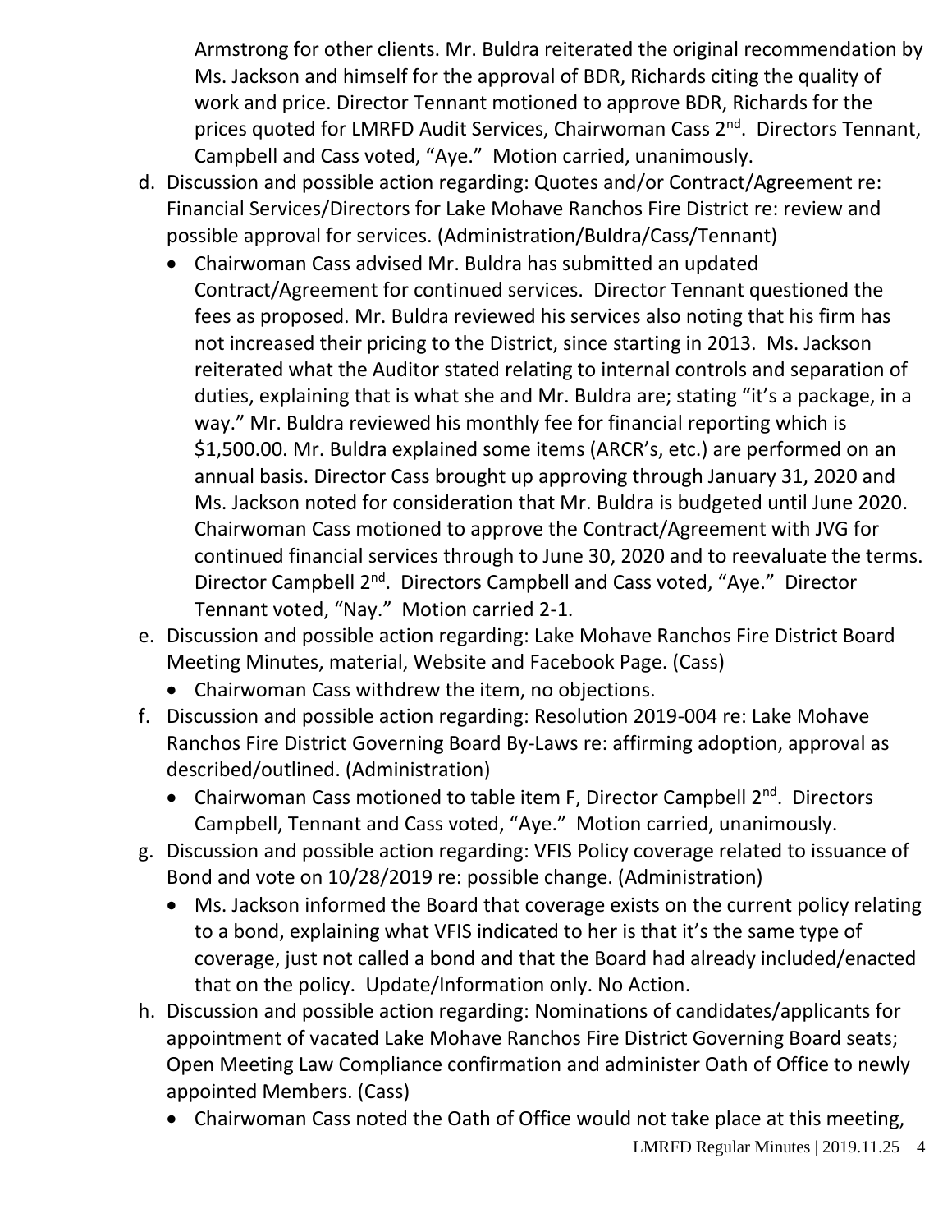Armstrong for other clients. Mr. Buldra reiterated the original recommendation by Ms. Jackson and himself for the approval of BDR, Richards citing the quality of work and price. Director Tennant motioned to approve BDR, Richards for the prices quoted for LMRFD Audit Services, Chairwoman Cass 2nd. Directors Tennant, Campbell and Cass voted, "Aye." Motion carried, unanimously.

d. Discussion and possible action regarding: Quotes and/or Contract/Agreement re: Financial Services/Directors for Lake Mohave Ranchos Fire District re: review and possible approval for services. (Administration/Buldra/Cass/Tennant)
   - Chairwoman Cass advised Mr. Buldra has submitted an updated Contract/Agreement for continued services. Director Tennant questioned the fees as proposed. Mr. Buldra reviewed his services also noting that his firm has not increased their pricing to the District, since starting in 2013. Ms. Jackson reiterated what the Auditor stated relating to internal controls and separation of duties, explaining that is what she and Mr. Buldra are; stating "it's a package, in a way." Mr. Buldra reviewed his monthly fee for financial reporting which is $1,500.00. Mr. Buldra explained some items (ARCR's, etc.) are performed on an annual basis. Director Cass brought up approving through January 31, 2020 and Ms. Jackson noted for consideration that Mr. Buldra is budgeted until June 2020. Chairwoman Cass motioned to approve the Contract/Agreement with JVG for continued financial services through to June 30, 2020 and to reevaluate the terms. Director Campbell 2nd. Directors Campbell and Cass voted, "Aye." Director Tennant voted, "Nay." Motion carried 2-1.

e. Discussion and possible action regarding: Lake Mohave Ranchos Fire District Board Meeting Minutes, material, Website and Facebook Page. (Cass)
   - Chairwoman Cass withdrew the item, no objections.

f. Discussion and possible action regarding: Resolution 2019-004 re: Lake Mohave Ranchos Fire District Governing Board By-Laws re: affirming adoption, approval as described/outlined. (Administration)
   - Chairwoman Cass motioned to table item F, Director Campbell 2nd. Directors Campbell, Tennant and Cass voted, "Aye." Motion carried, unanimously.

g. Discussion and possible action regarding: VFIS Policy coverage related to issuance of Bond and vote on 10/28/2019 re: possible change. (Administration)
   - Ms. Jackson informed the Board that coverage exists on the current policy relating to a bond, explaining what VFIS indicated to her is that it's the same type of coverage, just not called a bond and that the Board had already included/enacted that on the policy. Update/Information only. No Action.

h. Discussion and possible action regarding: Nominations of candidates/applicants for appointment of vacated Lake Mohave Ranchos Fire District Governing Board seats; Open Meeting Law Compliance confirmation and administer Oath of Office to newly appointed Members. (Cass)
   - Chairwoman Cass noted the Oath of Office would not take place at this meeting,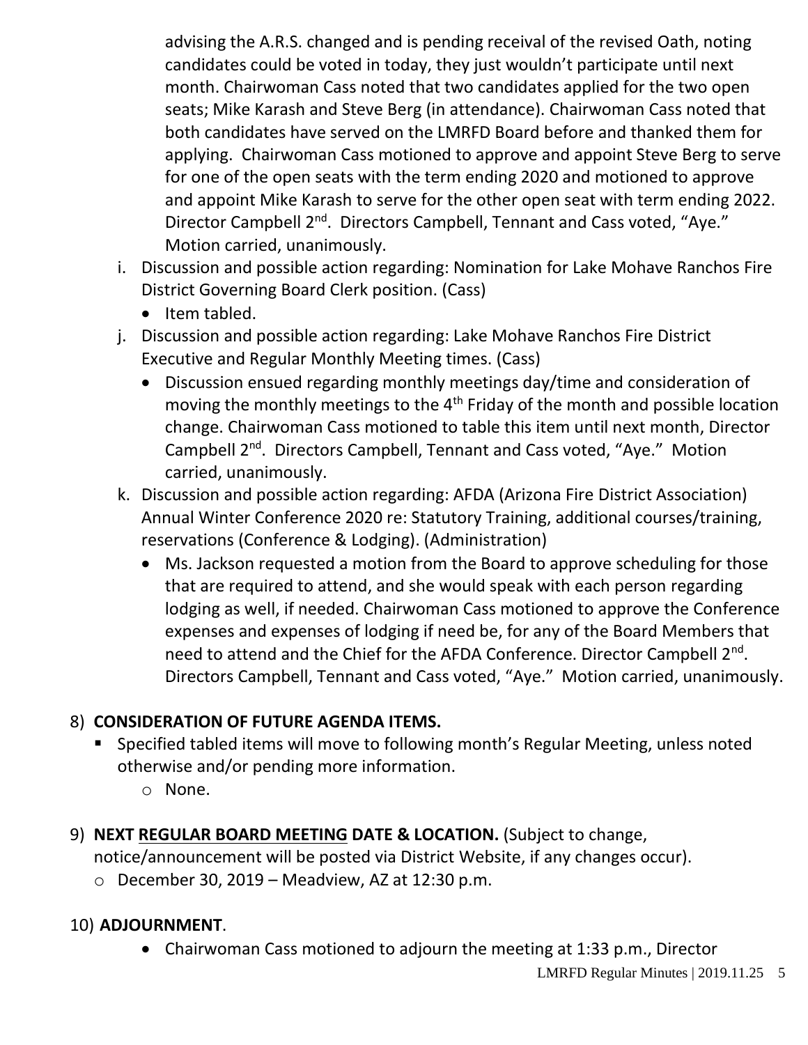advising the A.R.S. changed and is pending receival of the revised Oath, noting candidates could be voted in today, they just wouldn't participate until next month. Chairwoman Cass noted that two candidates applied for the two open seats; Mike Karash and Steve Berg (in attendance). Chairwoman Cass noted that both candidates have served on the LMRFD Board before and thanked them for applying. Chairwoman Cass motioned to approve and appoint Steve Berg to serve for one of the open seats with the term ending 2020 and motioned to approve and appoint Mike Karash to serve for the other open seat with term ending 2022. Director Campbell 2nd. Directors Campbell, Tennant and Cass voted, "Aye." Motion carried, unanimously.

i. Discussion and possible action regarding: Nomination for Lake Mohave Ranchos Fire District Governing Board Clerk position. (Cass)
   - Item tabled.

j. Discussion and possible action regarding: Lake Mohave Ranchos Fire District Executive and Regular Monthly Meeting times. (Cass)
   - Discussion ensued regarding monthly meetings day/time and consideration of moving the monthly meetings to the 4th Friday of the month and possible location change. Chairwoman Cass motioned to table this item until next month, Director Campbell 2nd. Directors Campbell, Tennant and Cass voted, "Aye." Motion carried, unanimously.

k. Discussion and possible action regarding: AFDA (Arizona Fire District Association) Annual Winter Conference 2020 re: Statutory Training, additional courses/training, reservations (Conference & Lodging). (Administration)
   - Ms. Jackson requested a motion from the Board to approve scheduling for those that are required to attend, and she would speak with each person regarding lodging as well, if needed. Chairwoman Cass motioned to approve the Conference expenses and expenses of lodging if need be, for any of the Board Members that need to attend and the Chief for the AFDA Conference. Director Campbell 2nd. Directors Campbell, Tennant and Cass voted, "Aye." Motion carried, unanimously.

8) **CONSIDERATION OF FUTURE AGENDA ITEMS.**
   - Specified tabled items will move to following month's Regular Meeting, unless noted otherwise and/or pending more information.
     - None.

9) **NEXT <u>REGULAR BOARD MEETING</u> DATE & LOCATION.** (Subject to change, notice/announcement will be posted via District Website, if any changes occur).
   - December 30, 2019 – Meadview, AZ at 12:30 p.m.

10) **ADJOURNMENT**.
   - Chairwoman Cass motioned to adjourn the meeting at 1:33 p.m., Director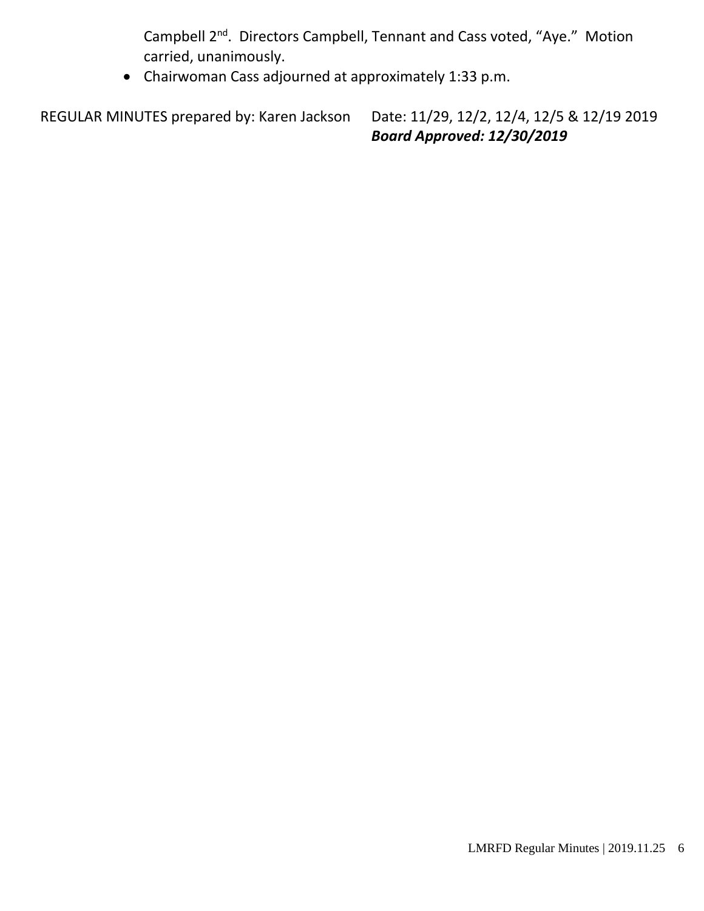Campbell 2nd.  Directors Campbell, Tennant and Cass voted, "Aye."  Motion carried, unanimously.

- Chairwoman Cass adjourned at approximately 1:33 p.m.

REGULAR MINUTES prepared by: Karen Jackson    Date: 11/29, 12/2, 12/4, 12/5 & 12/19 2019
***Board Approved: 12/30/2019***